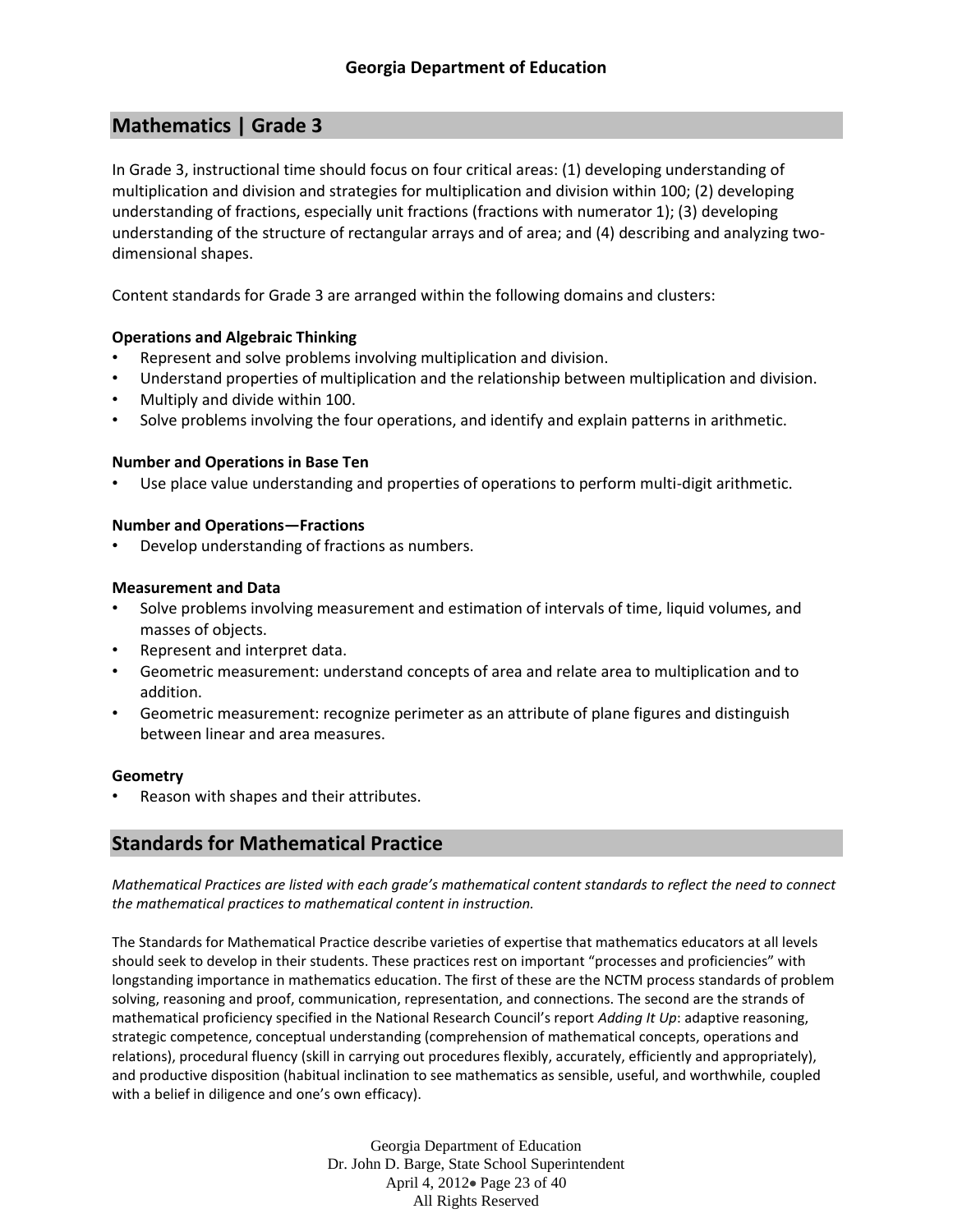## Mathematics | Grade 3

In Grade 3, instructional time should focus on four critical areas: (1) developing understanding of multiplication and division and strategies for multiplication and division within 100; (2) developing understanding of fractions, especially unit fractions (fractions with numerator 1); (3) developing understanding of the structure of rectangular arrays and of area; and (4) describing and analyzing two-dimensional shapes.

Content standards for Grade 3 are arranged within the following domains and clusters:

**Operations and Algebraic Thinking**

- Represent and solve problems involving multiplication and division.
- Understand properties of multiplication and the relationship between multiplication and division.
- Multiply and divide within 100.
- Solve problems involving the four operations, and identify and explain patterns in arithmetic.

**Number and Operations in Base Ten**

- Use place value understanding and properties of operations to perform multi-digit arithmetic.

**Number and Operations—Fractions**

- Develop understanding of fractions as numbers.

**Measurement and Data**

- Solve problems involving measurement and estimation of intervals of time, liquid volumes, and masses of objects.
- Represent and interpret data.
- Geometric measurement: understand concepts of area and relate area to multiplication and to addition.
- Geometric measurement: recognize perimeter as an attribute of plane figures and distinguish between linear and area measures.

**Geometry**

- Reason with shapes and their attributes.

## Standards for Mathematical Practice

*Mathematical Practices are listed with each grade's mathematical content standards to reflect the need to connect the mathematical practices to mathematical content in instruction.*

The Standards for Mathematical Practice describe varieties of expertise that mathematics educators at all levels should seek to develop in their students. These practices rest on important "processes and proficiencies" with longstanding importance in mathematics education. The first of these are the NCTM process standards of problem solving, reasoning and proof, communication, representation, and connections. The second are the strands of mathematical proficiency specified in the National Research Council's report *Adding It Up*: adaptive reasoning, strategic competence, conceptual understanding (comprehension of mathematical concepts, operations and relations), procedural fluency (skill in carrying out procedures flexibly, accurately, efficiently and appropriately), and productive disposition (habitual inclination to see mathematics as sensible, useful, and worthwhile, coupled with a belief in diligence and one's own efficacy).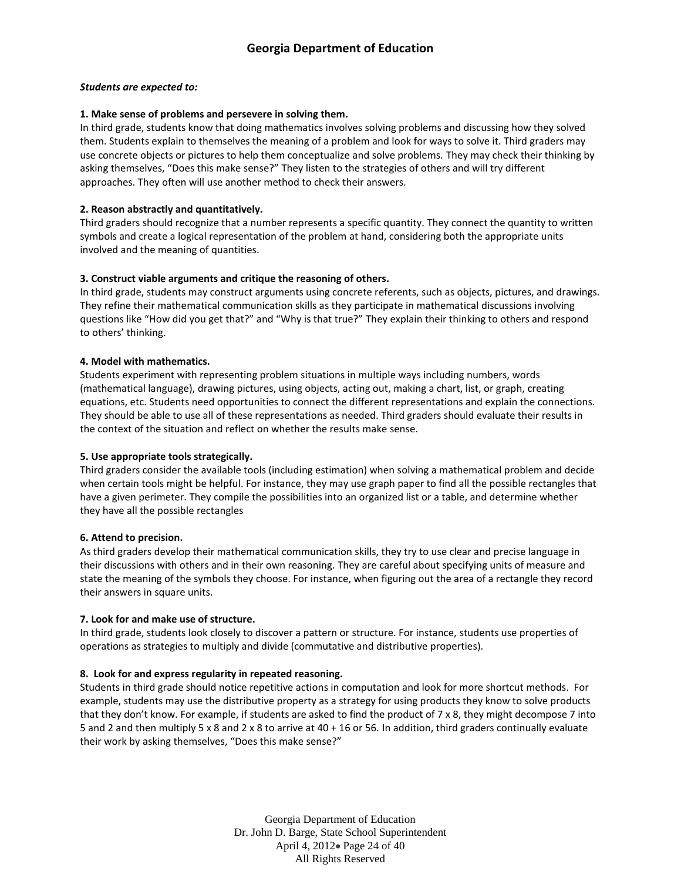***Students are expected to:***

**1. Make sense of problems and persevere in solving them.**
In third grade, students know that doing mathematics involves solving problems and discussing how they solved them. Students explain to themselves the meaning of a problem and look for ways to solve it. Third graders may use concrete objects or pictures to help them conceptualize and solve problems. They may check their thinking by asking themselves, "Does this make sense?" They listen to the strategies of others and will try different approaches. They often will use another method to check their answers.

**2. Reason abstractly and quantitatively.**
Third graders should recognize that a number represents a specific quantity. They connect the quantity to written symbols and create a logical representation of the problem at hand, considering both the appropriate units involved and the meaning of quantities.

**3. Construct viable arguments and critique the reasoning of others.**
In third grade, students may construct arguments using concrete referents, such as objects, pictures, and drawings. They refine their mathematical communication skills as they participate in mathematical discussions involving questions like "How did you get that?" and "Why is that true?" They explain their thinking to others and respond to others' thinking.

**4. Model with mathematics.**
Students experiment with representing problem situations in multiple ways including numbers, words (mathematical language), drawing pictures, using objects, acting out, making a chart, list, or graph, creating equations, etc. Students need opportunities to connect the different representations and explain the connections. They should be able to use all of these representations as needed. Third graders should evaluate their results in the context of the situation and reflect on whether the results make sense.

**5. Use appropriate tools strategically.**
Third graders consider the available tools (including estimation) when solving a mathematical problem and decide when certain tools might be helpful. For instance, they may use graph paper to find all the possible rectangles that have a given perimeter. They compile the possibilities into an organized list or a table, and determine whether they have all the possible rectangles

**6. Attend to precision.**
As third graders develop their mathematical communication skills, they try to use clear and precise language in their discussions with others and in their own reasoning. They are careful about specifying units of measure and state the meaning of the symbols they choose. For instance, when figuring out the area of a rectangle they record their answers in square units.

**7. Look for and make use of structure.**
In third grade, students look closely to discover a pattern or structure. For instance, students use properties of operations as strategies to multiply and divide (commutative and distributive properties).

**8. Look for and express regularity in repeated reasoning.**
Students in third grade should notice repetitive actions in computation and look for more shortcut methods. For example, students may use the distributive property as a strategy for using products they know to solve products that they don't know. For example, if students are asked to find the product of 7 x 8, they might decompose 7 into 5 and 2 and then multiply 5 x 8 and 2 x 8 to arrive at 40 + 16 or 56. In addition, third graders continually evaluate their work by asking themselves, "Does this make sense?"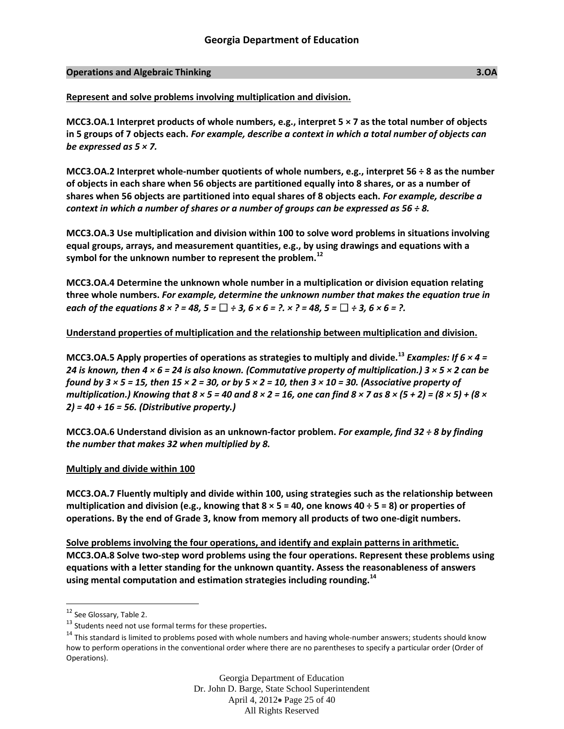**Operations and Algebraic Thinking 3.OA**

**Represent and solve problems involving multiplication and division.**

**MCC3.OA.1 Interpret products of whole numbers, e.g., interpret $5 \times 7$ as the total number of objects in 5 groups of 7 objects each.** ***For example, describe a context in which a total number of objects can be expressed as $5 \times 7$.***

**MCC3.OA.2 Interpret whole-number quotients of whole numbers, e.g., interpret $56 \div 8$ as the number of objects in each share when 56 objects are partitioned equally into 8 shares, or as a number of shares when 56 objects are partitioned into equal shares of 8 objects each.** ***For example, describe a context in which a number of shares or a number of groups can be expressed as $56 \div 8$.***

**MCC3.OA.3 Use multiplication and division within 100 to solve word problems in situations involving equal groups, arrays, and measurement quantities, e.g., by using drawings and equations with a symbol for the unknown number to represent the problem.**[12]

**MCC3.OA.4 Determine the unknown whole number in a multiplication or division equation relating three whole numbers.** ***For example, determine the unknown number that makes the equation true in each of the equations $8 \times ? = 48$, $5 = \square \div 3$, $6 \times 6 = ?$. $\times ? = 48$, $5 = \square \div 3$, $6 \times 6 = ?$.***

**Understand properties of multiplication and the relationship between multiplication and division.**

**MCC3.OA.5 Apply properties of operations as strategies to multiply and divide.**[13] ***Examples: If $6 \times 4 = 24$ is known, then $4 \times 6 = 24$ is also known. (Commutative property of multiplication.) $3 \times 5 \times 2$ can be found by $3 \times 5 = 15$, then $15 \times 2 = 30$, or by $5 \times 2 = 10$, then $3 \times 10 = 30$. (Associative property of multiplication.) Knowing that $8 \times 5 = 40$ and $8 \times 2 = 16$, one can find $8 \times 7$ as $8 \times (5 + 2) = (8 \times 5) + (8 \times 2) = 40 + 16 = 56$. (Distributive property.)***

**MCC3.OA.6 Understand division as an unknown-factor problem.** ***For example, find $32 \div 8$ by finding the number that makes 32 when multiplied by 8.***

**Multiply and divide within 100**

**MCC3.OA.7 Fluently multiply and divide within 100, using strategies such as the relationship between multiplication and division (e.g., knowing that $8 \times 5 = 40$, one knows $40 \div 5 = 8$) or properties of operations. By the end of Grade 3, know from memory all products of two one-digit numbers.**

**Solve problems involving the four operations, and identify and explain patterns in arithmetic.**
**MCC3.OA.8 Solve two-step word problems using the four operations. Represent these problems using equations with a letter standing for the unknown quantity. Assess the reasonableness of answers using mental computation and estimation strategies including rounding.**[14]

---

[12] See Glossary, Table 2.

[13] Students need not use formal terms for these properties.

[14] This standard is limited to problems posed with whole numbers and having whole-number answers; students should know how to perform operations in the conventional order where there are no parentheses to specify a particular order (Order of Operations).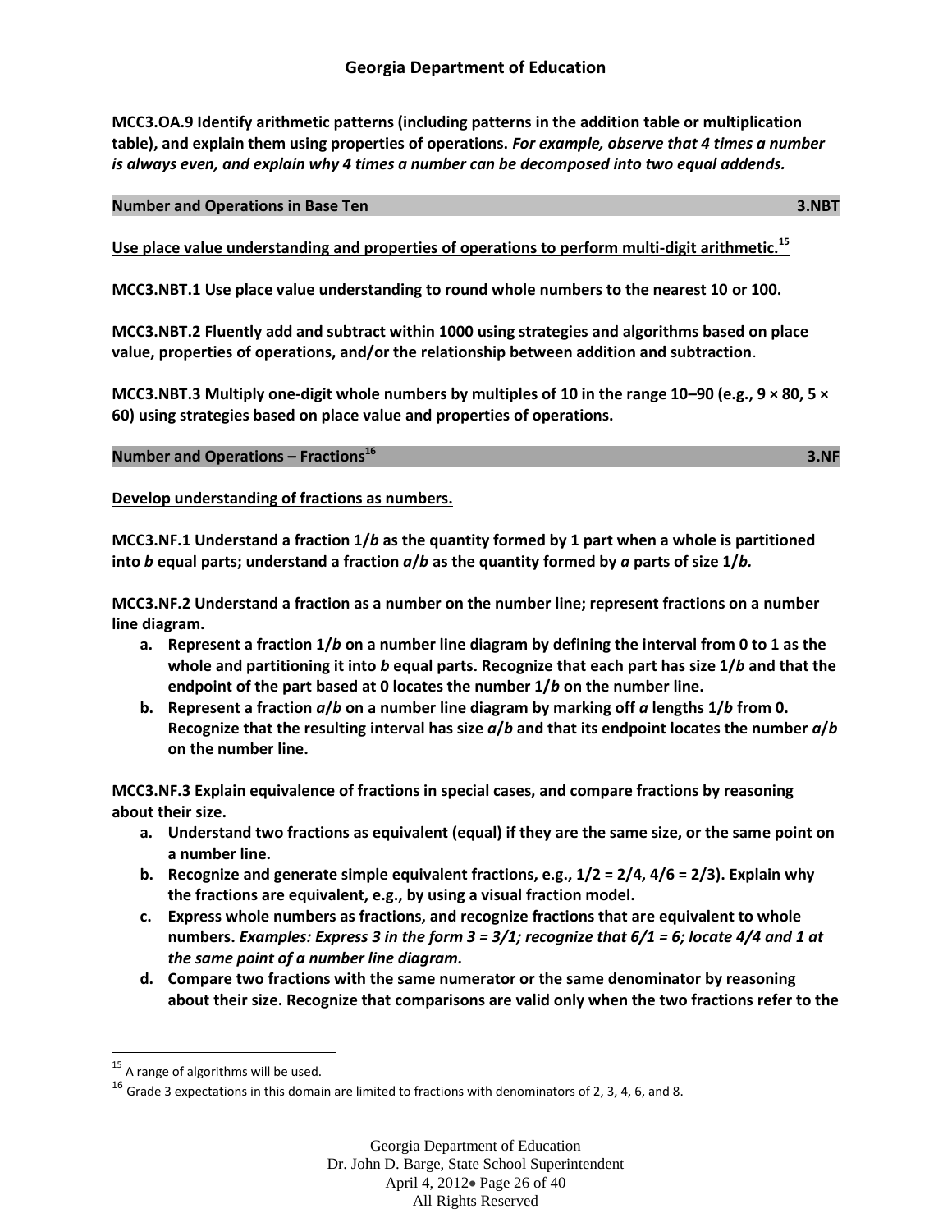**MCC3.OA.9 Identify arithmetic patterns (including patterns in the addition table or multiplication table), and explain them using properties of operations.** ***For example, observe that 4 times a number is always even, and explain why 4 times a number can be decomposed into two equal addends.***

## Number and Operations in Base Ten — 3.NBT

**Use place value understanding and properties of operations to perform multi-digit arithmetic.[15]**

**MCC3.NBT.1 Use place value understanding to round whole numbers to the nearest 10 or 100.**

**MCC3.NBT.2 Fluently add and subtract within 1000 using strategies and algorithms based on place value, properties of operations, and/or the relationship between addition and subtraction.**

**MCC3.NBT.3 Multiply one-digit whole numbers by multiples of 10 in the range 10–90 (e.g., 9 × 80, 5 × 60) using strategies based on place value and properties of operations.**

## Number and Operations – Fractions[16] — 3.NF

**Develop understanding of fractions as numbers.**

**MCC3.NF.1 Understand a fraction 1/*b* as the quantity formed by 1 part when a whole is partitioned into *b* equal parts; understand a fraction *a*/*b* as the quantity formed by *a* parts of size 1/*b*.**

**MCC3.NF.2 Understand a fraction as a number on the number line; represent fractions on a number line diagram.**

- **a. Represent a fraction 1/*b* on a number line diagram by defining the interval from 0 to 1 as the whole and partitioning it into *b* equal parts. Recognize that each part has size 1/*b* and that the endpoint of the part based at 0 locates the number 1/*b* on the number line.**
- **b. Represent a fraction *a*/*b* on a number line diagram by marking off *a* lengths 1/*b* from 0. Recognize that the resulting interval has size *a*/*b* and that its endpoint locates the number *a*/*b* on the number line.**

**MCC3.NF.3 Explain equivalence of fractions in special cases, and compare fractions by reasoning about their size.**

- **a. Understand two fractions as equivalent (equal) if they are the same size, or the same point on a number line.**
- **b. Recognize and generate simple equivalent fractions, e.g., 1/2 = 2/4, 4/6 = 2/3). Explain why the fractions are equivalent, e.g., by using a visual fraction model.**
- **c. Express whole numbers as fractions, and recognize fractions that are equivalent to whole numbers.** ***Examples: Express 3 in the form 3 = 3/1; recognize that 6/1 = 6; locate 4/4 and 1 at the same point of a number line diagram.***
- **d. Compare two fractions with the same numerator or the same denominator by reasoning about their size. Recognize that comparisons are valid only when the two fractions refer to the**

---

[15] A range of algorithms will be used.

[16] Grade 3 expectations in this domain are limited to fractions with denominators of 2, 3, 4, 6, and 8.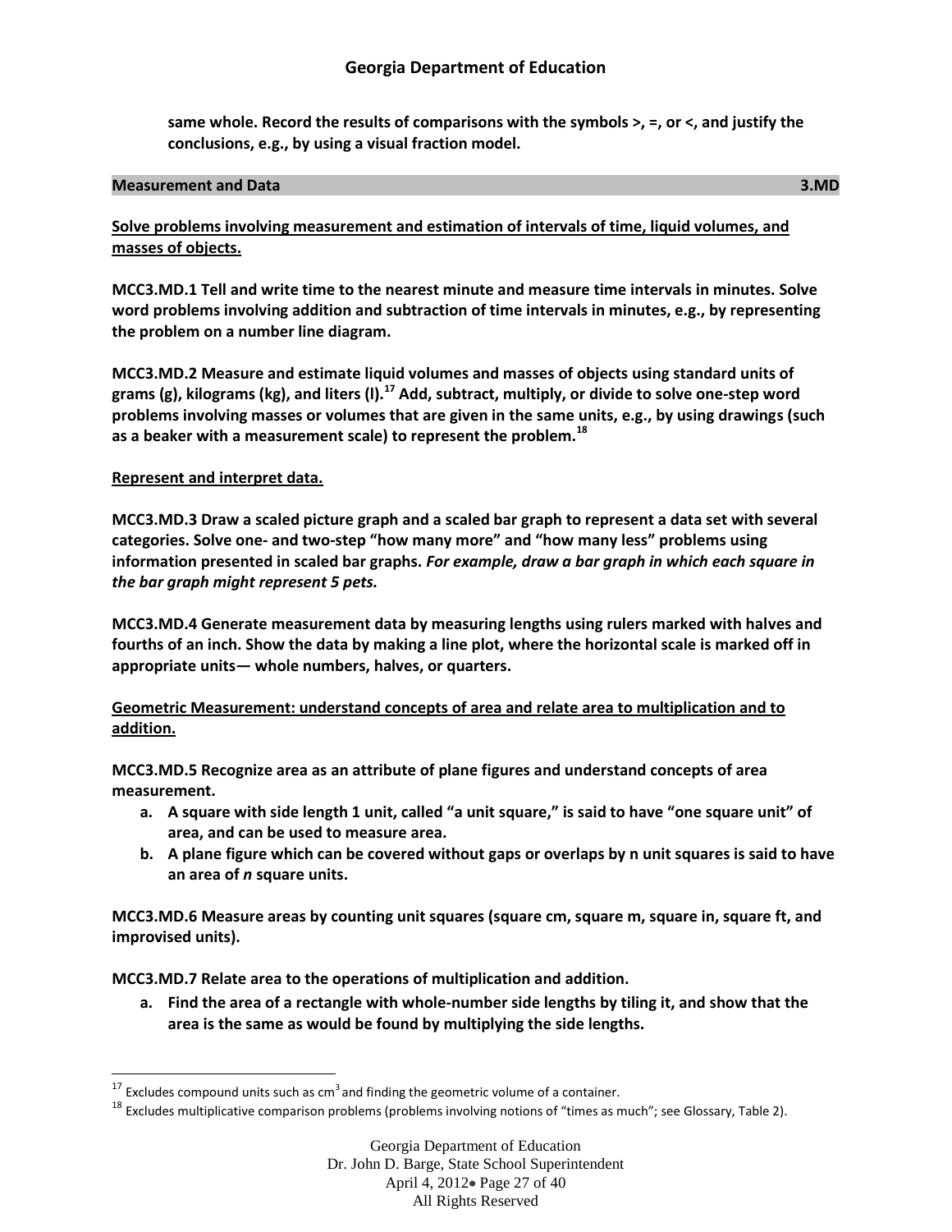**same whole. Record the results of comparisons with the symbols >, =, or <, and justify the conclusions, e.g., by using a visual fraction model.**

## Measurement and Data 3.MD

**Solve problems involving measurement and estimation of intervals of time, liquid volumes, and masses of objects.**

**MCC3.MD.1 Tell and write time to the nearest minute and measure time intervals in minutes. Solve word problems involving addition and subtraction of time intervals in minutes, e.g., by representing the problem on a number line diagram.**

**MCC3.MD.2 Measure and estimate liquid volumes and masses of objects using standard units of grams (g), kilograms (kg), and liters (l).[17] Add, subtract, multiply, or divide to solve one-step word problems involving masses or volumes that are given in the same units, e.g., by using drawings (such as a beaker with a measurement scale) to represent the problem.[18]**

**Represent and interpret data.**

**MCC3.MD.3 Draw a scaled picture graph and a scaled bar graph to represent a data set with several categories. Solve one- and two-step "how many more" and "how many less" problems using information presented in scaled bar graphs.** ***For example, draw a bar graph in which each square in the bar graph might represent 5 pets.***

**MCC3.MD.4 Generate measurement data by measuring lengths using rulers marked with halves and fourths of an inch. Show the data by making a line plot, where the horizontal scale is marked off in appropriate units— whole numbers, halves, or quarters.**

**Geometric Measurement: understand concepts of area and relate area to multiplication and to addition.**

**MCC3.MD.5 Recognize area as an attribute of plane figures and understand concepts of area measurement.**

- **a. A square with side length 1 unit, called "a unit square," is said to have "one square unit" of area, and can be used to measure area.**
- **b. A plane figure which can be covered without gaps or overlaps by n unit squares is said to have an area of *n* square units.**

**MCC3.MD.6 Measure areas by counting unit squares (square cm, square m, square in, square ft, and improvised units).**

**MCC3.MD.7 Relate area to the operations of multiplication and addition.**

- **a. Find the area of a rectangle with whole-number side lengths by tiling it, and show that the area is the same as would be found by multiplying the side lengths.**

---

[17] Excludes compound units such as $cm^3$ and finding the geometric volume of a container.

[18] Excludes multiplicative comparison problems (problems involving notions of "times as much"; see Glossary, Table 2).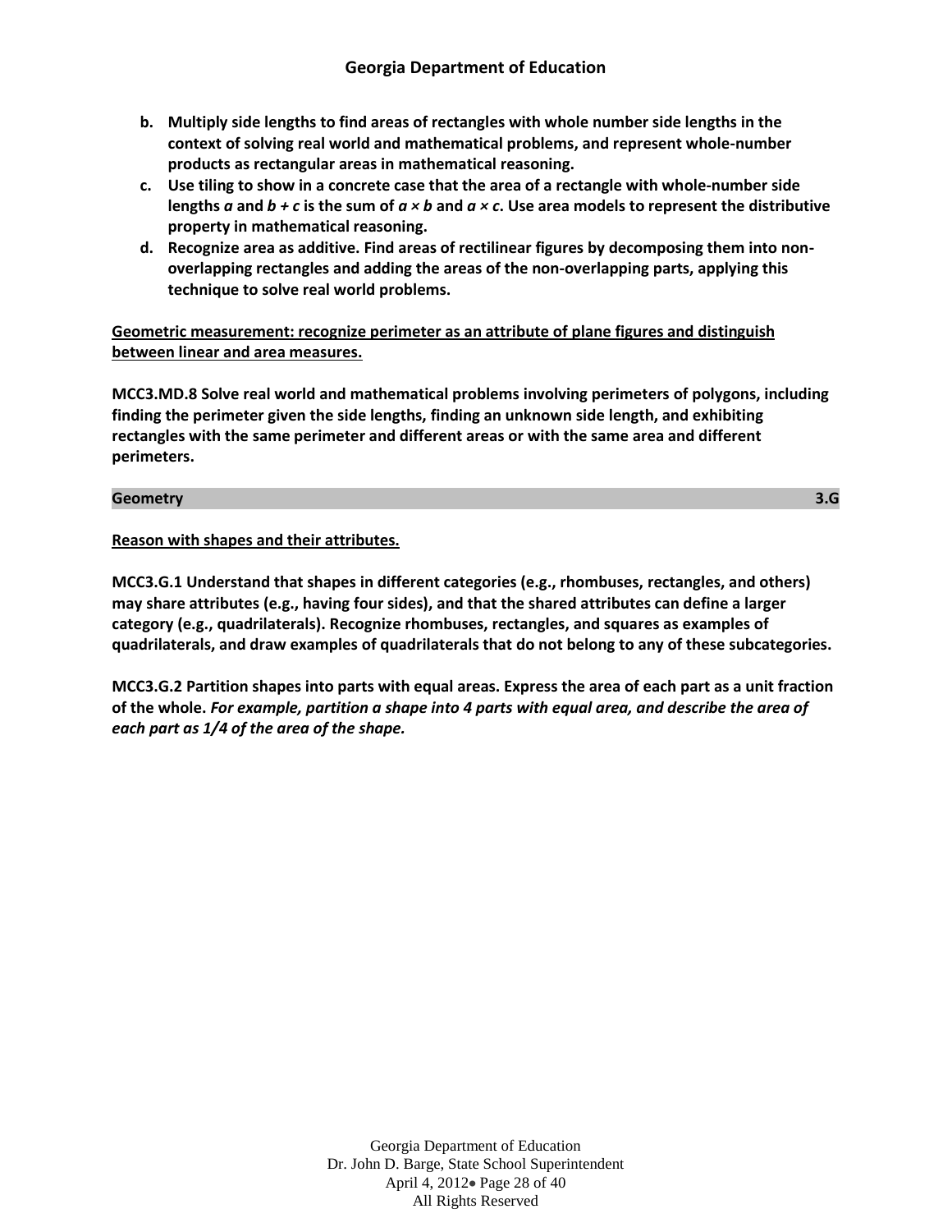b. **Multiply side lengths to find areas of rectangles with whole number side lengths in the context of solving real world and mathematical problems, and represent whole-number products as rectangular areas in mathematical reasoning.**
c. **Use tiling to show in a concrete case that the area of a rectangle with whole-number side lengths $a$ and $b + c$ is the sum of $a \times b$ and $a \times c$. Use area models to represent the distributive property in mathematical reasoning.**
d. **Recognize area as additive. Find areas of rectilinear figures by decomposing them into non-overlapping rectangles and adding the areas of the non-overlapping parts, applying this technique to solve real world problems.**

**Geometric measurement: recognize perimeter as an attribute of plane figures and distinguish between linear and area measures.**

**MCC3.MD.8 Solve real world and mathematical problems involving perimeters of polygons, including finding the perimeter given the side lengths, finding an unknown side length, and exhibiting rectangles with the same perimeter and different areas or with the same area and different perimeters.**

## Geometry 3.G

**Reason with shapes and their attributes.**

**MCC3.G.1 Understand that shapes in different categories (e.g., rhombuses, rectangles, and others) may share attributes (e.g., having four sides), and that the shared attributes can define a larger category (e.g., quadrilaterals). Recognize rhombuses, rectangles, and squares as examples of quadrilaterals, and draw examples of quadrilaterals that do not belong to any of these subcategories.**

**MCC3.G.2 Partition shapes into parts with equal areas. Express the area of each part as a unit fraction of the whole.** ***For example, partition a shape into 4 parts with equal area, and describe the area of each part as 1/4 of the area of the shape.***